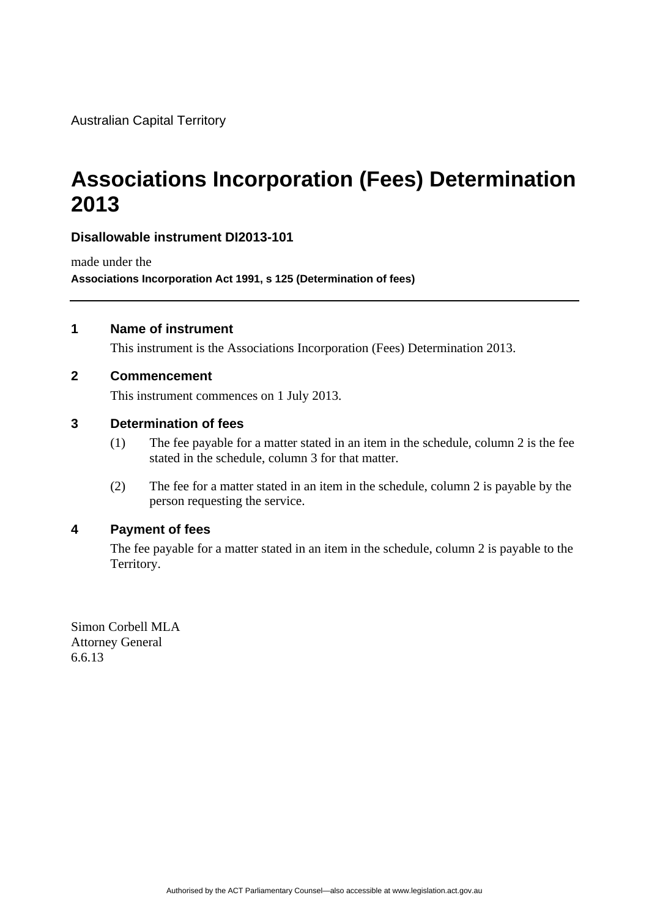Australian Capital Territory

# Associations Incorporation (Fees) Determination 2013

**Disallowable instrument DI2013-101**

made under the

**Associations Incorporation Act 1991, s 125 (Determination of fees)**

---

## 1 Name of instrument

This instrument is the Associations Incorporation (Fees) Determination 2013.

## 2 Commencement

This instrument commences on 1 July 2013.

## 3 Determination of fees

(1) The fee payable for a matter stated in an item in the schedule, column 2 is the fee stated in the schedule, column 3 for that matter.

(2) The fee for a matter stated in an item in the schedule, column 2 is payable by the person requesting the service.

## 4 Payment of fees

The fee payable for a matter stated in an item in the schedule, column 2 is payable to the Territory.

Simon Corbell MLA
Attorney General
6.6.13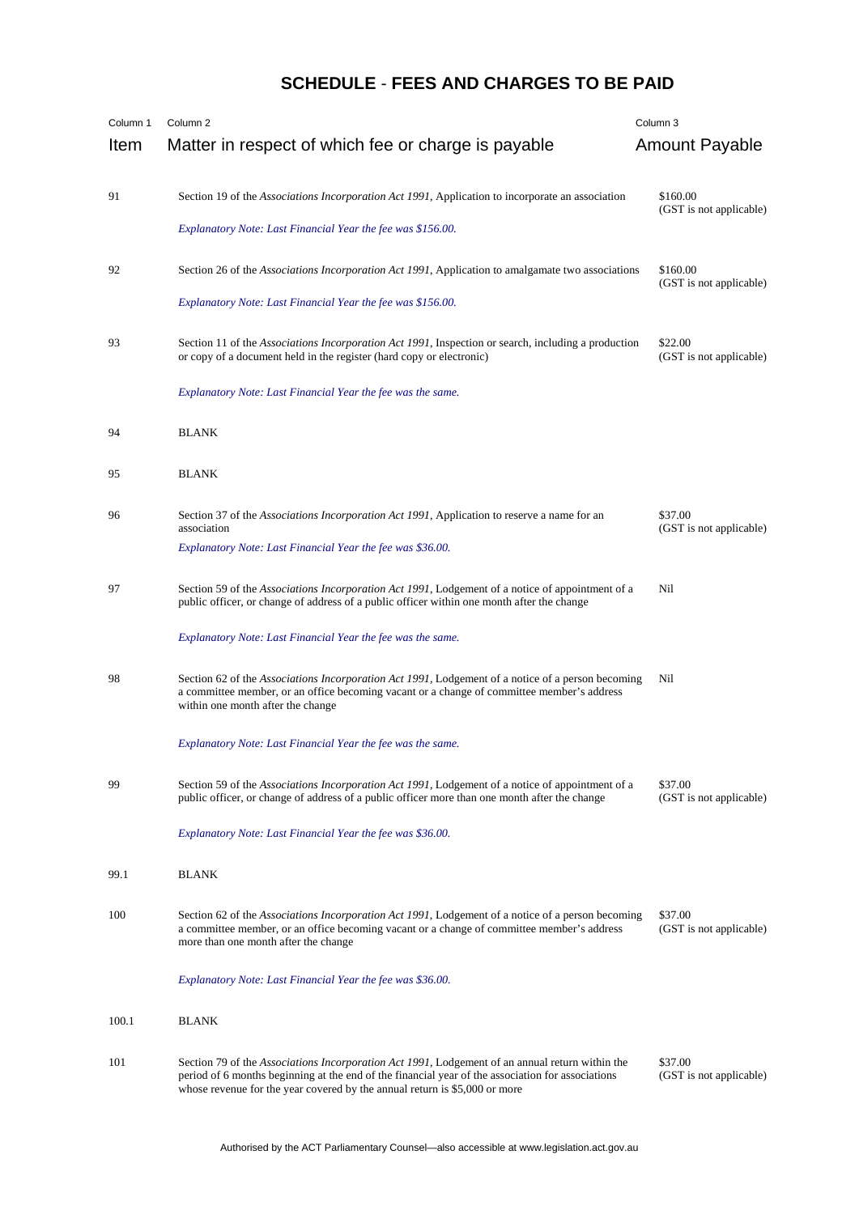# SCHEDULE - FEES AND CHARGES TO BE PAID

| Column 1<br>Item | Column 2<br>Matter in respect of which fee or charge is payable | Column 3<br>Amount Payable |
|---|---|---|
| 91 | Section 19 of the *Associations Incorporation Act 1991*, Application to incorporate an association<br><br>*Explanatory Note: Last Financial Year the fee was $156.00.* | $160.00<br>(GST is not applicable) |
| 92 | Section 26 of the *Associations Incorporation Act 1991*, Application to amalgamate two associations<br><br>*Explanatory Note: Last Financial Year the fee was $156.00.* | $160.00<br>(GST is not applicable) |
| 93 | Section 11 of the *Associations Incorporation Act 1991*, Inspection or search, including a production or copy of a document held in the register (hard copy or electronic)<br><br>*Explanatory Note: Last Financial Year the fee was the same.* | $22.00<br>(GST is not applicable) |
| 94 | BLANK | |
| 95 | BLANK | |
| 96 | Section 37 of the *Associations Incorporation Act 1991*, Application to reserve a name for an association<br><br>*Explanatory Note: Last Financial Year the fee was $36.00.* | $37.00<br>(GST is not applicable) |
| 97 | Section 59 of the *Associations Incorporation Act 1991*, Lodgement of a notice of appointment of a public officer, or change of address of a public officer within one month after the change<br><br>*Explanatory Note: Last Financial Year the fee was the same.* | Nil |
| 98 | Section 62 of the *Associations Incorporation Act 1991*, Lodgement of a notice of a person becoming a committee member, or an office becoming vacant or a change of committee member's address within one month after the change<br><br>*Explanatory Note: Last Financial Year the fee was the same.* | Nil |
| 99 | Section 59 of the *Associations Incorporation Act 1991*, Lodgement of a notice of appointment of a public officer, or change of address of a public officer more than one month after the change<br><br>*Explanatory Note: Last Financial Year the fee was $36.00.* | $37.00<br>(GST is not applicable) |
| 99.1 | BLANK | |
| 100 | Section 62 of the *Associations Incorporation Act 1991*, Lodgement of a notice of a person becoming a committee member, or an office becoming vacant or a change of committee member's address more than one month after the change<br><br>*Explanatory Note: Last Financial Year the fee was $36.00.* | $37.00<br>(GST is not applicable) |
| 100.1 | BLANK | |
| 101 | Section 79 of the *Associations Incorporation Act 1991*, Lodgement of an annual return within the period of 6 months beginning at the end of the financial year of the association for associations whose revenue for the year covered by the annual return is $5,000 or more | $37.00<br>(GST is not applicable) |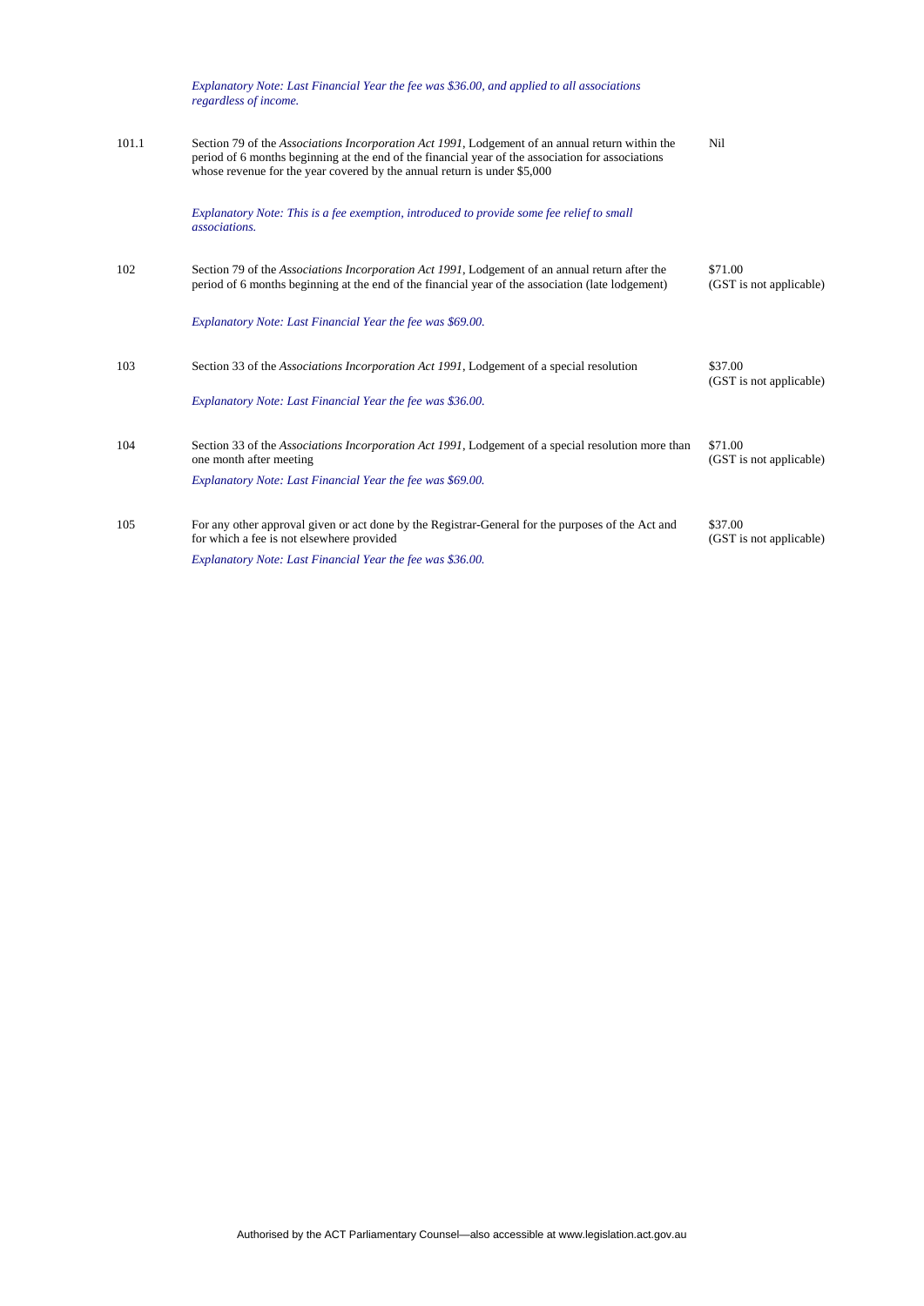| | | |
|---|---|---|
| | *Explanatory Note: Last Financial Year the fee was $36.00, and applied to all associations regardless of income.* | |
| 101.1 | Section 79 of the *Associations Incorporation Act 1991*, Lodgement of an annual return within the period of 6 months beginning at the end of the financial year of the association for associations whose revenue for the year covered by the annual return is under $5,000 | Nil |
| | *Explanatory Note: This is a fee exemption, introduced to provide some fee relief to small associations.* | |
| 102 | Section 79 of the *Associations Incorporation Act 1991*, Lodgement of an annual return after the period of 6 months beginning at the end of the financial year of the association (late lodgement) | $71.00 (GST is not applicable) |
| | *Explanatory Note: Last Financial Year the fee was $69.00.* | |
| 103 | Section 33 of the *Associations Incorporation Act 1991*, Lodgement of a special resolution | $37.00 (GST is not applicable) |
| | *Explanatory Note: Last Financial Year the fee was $36.00.* | |
| 104 | Section 33 of the *Associations Incorporation Act 1991*, Lodgement of a special resolution more than one month after meeting | $71.00 (GST is not applicable) |
| | *Explanatory Note: Last Financial Year the fee was $69.00.* | |
| 105 | For any other approval given or act done by the Registrar-General for the purposes of the Act and for which a fee is not elsewhere provided | $37.00 (GST is not applicable) |
| | *Explanatory Note: Last Financial Year the fee was $36.00.* | |